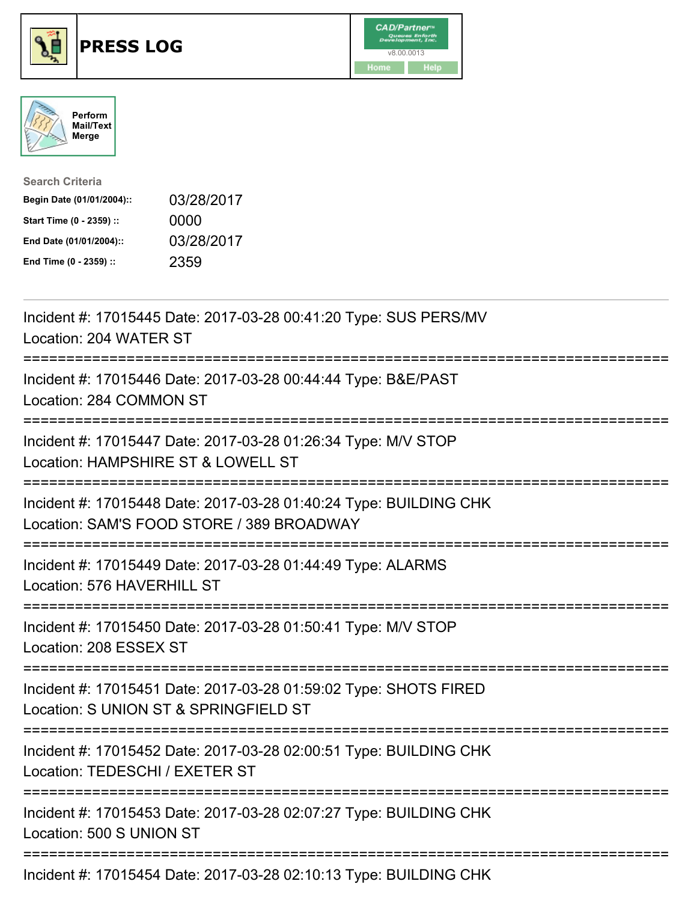# PRESS LOG

CAD/Partner
v8.00.0013
Home Help

Perform Mail/Text Merge

**Search Criteria**

| | |
|---|---|
| **Begin Date (01/01/2004)::** | 03/28/2017 |
| **Start Time (0 - 2359) ::** | 0000 |
| **End Date (01/01/2004)::** | 03/28/2017 |
| **End Time (0 - 2359) ::** | 2359 |

---

Incident #: 17015445 Date: 2017-03-28 00:41:20 Type: SUS PERS/MV
Location: 204 WATER ST

===========================================================================

Incident #: 17015446 Date: 2017-03-28 00:44:44 Type: B&E/PAST
Location: 284 COMMON ST

===========================================================================

Incident #: 17015447 Date: 2017-03-28 01:26:34 Type: M/V STOP
Location: HAMPSHIRE ST & LOWELL ST

===========================================================================

Incident #: 17015448 Date: 2017-03-28 01:40:24 Type: BUILDING CHK
Location: SAM'S FOOD STORE / 389 BROADWAY

===========================================================================

Incident #: 17015449 Date: 2017-03-28 01:44:49 Type: ALARMS
Location: 576 HAVERHILL ST

===========================================================================

Incident #: 17015450 Date: 2017-03-28 01:50:41 Type: M/V STOP
Location: 208 ESSEX ST

===========================================================================

Incident #: 17015451 Date: 2017-03-28 01:59:02 Type: SHOTS FIRED
Location: S UNION ST & SPRINGFIELD ST

===========================================================================

Incident #: 17015452 Date: 2017-03-28 02:00:51 Type: BUILDING CHK
Location: TEDESCHI / EXETER ST

===========================================================================

Incident #: 17015453 Date: 2017-03-28 02:07:27 Type: BUILDING CHK
Location: 500 S UNION ST

===========================================================================

Incident #: 17015454 Date: 2017-03-28 02:10:13 Type: BUILDING CHK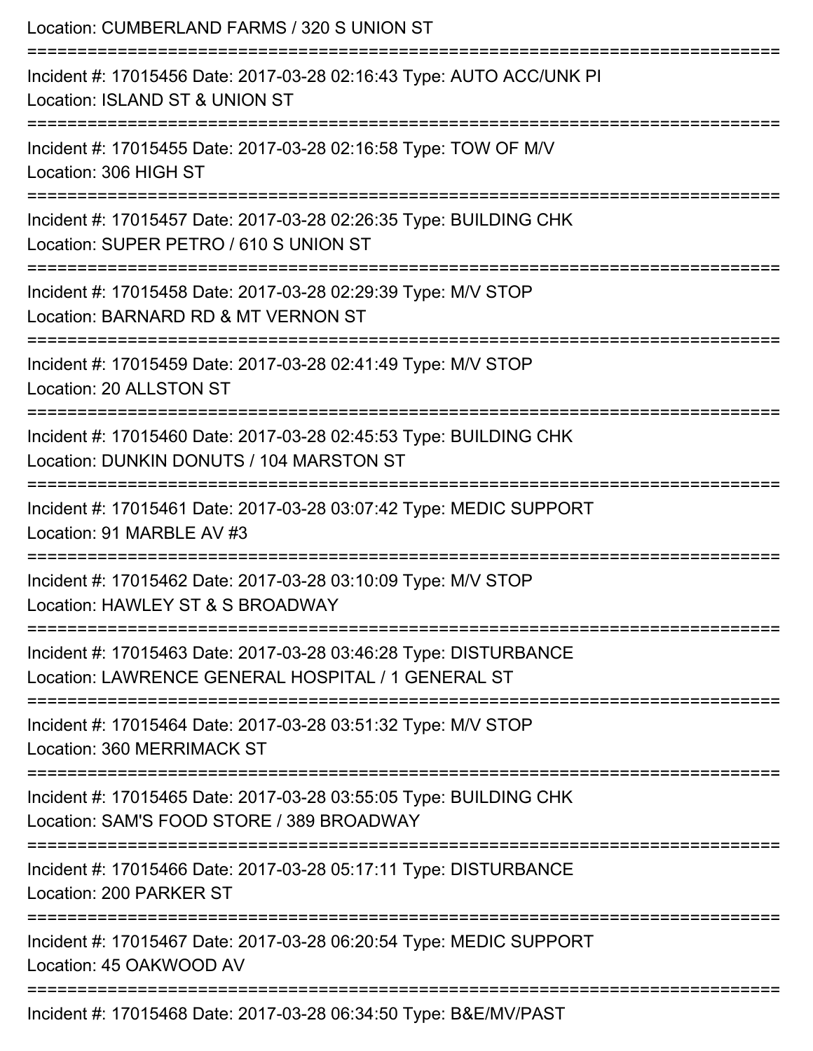Location: CUMBERLAND FARMS / 320 S UNION ST

===========================================================================

Incident #: 17015456 Date: 2017-03-28 02:16:43 Type: AUTO ACC/UNK PI

Location: ISLAND ST & UNION ST

===========================================================================

Incident #: 17015455 Date: 2017-03-28 02:16:58 Type: TOW OF M/V

Location: 306 HIGH ST

===========================================================================

Incident #: 17015457 Date: 2017-03-28 02:26:35 Type: BUILDING CHK

Location: SUPER PETRO / 610 S UNION ST

===========================================================================

Incident #: 17015458 Date: 2017-03-28 02:29:39 Type: M/V STOP

Location: BARNARD RD & MT VERNON ST

===========================================================================

Incident #: 17015459 Date: 2017-03-28 02:41:49 Type: M/V STOP

Location: 20 ALLSTON ST

===========================================================================

Incident #: 17015460 Date: 2017-03-28 02:45:53 Type: BUILDING CHK

Location: DUNKIN DONUTS / 104 MARSTON ST

===========================================================================

Incident #: 17015461 Date: 2017-03-28 03:07:42 Type: MEDIC SUPPORT

Location: 91 MARBLE AV #3

===========================================================================

Incident #: 17015462 Date: 2017-03-28 03:10:09 Type: M/V STOP

Location: HAWLEY ST & S BROADWAY

===========================================================================

Incident #: 17015463 Date: 2017-03-28 03:46:28 Type: DISTURBANCE

Location: LAWRENCE GENERAL HOSPITAL / 1 GENERAL ST

===========================================================================

Incident #: 17015464 Date: 2017-03-28 03:51:32 Type: M/V STOP

Location: 360 MERRIMACK ST

===========================================================================

Incident #: 17015465 Date: 2017-03-28 03:55:05 Type: BUILDING CHK

Location: SAM'S FOOD STORE / 389 BROADWAY

===========================================================================

Incident #: 17015466 Date: 2017-03-28 05:17:11 Type: DISTURBANCE

Location: 200 PARKER ST

===========================================================================

Incident #: 17015467 Date: 2017-03-28 06:20:54 Type: MEDIC SUPPORT

Location: 45 OAKWOOD AV

===========================================================================

Incident #: 17015468 Date: 2017-03-28 06:34:50 Type: B&E/MV/PAST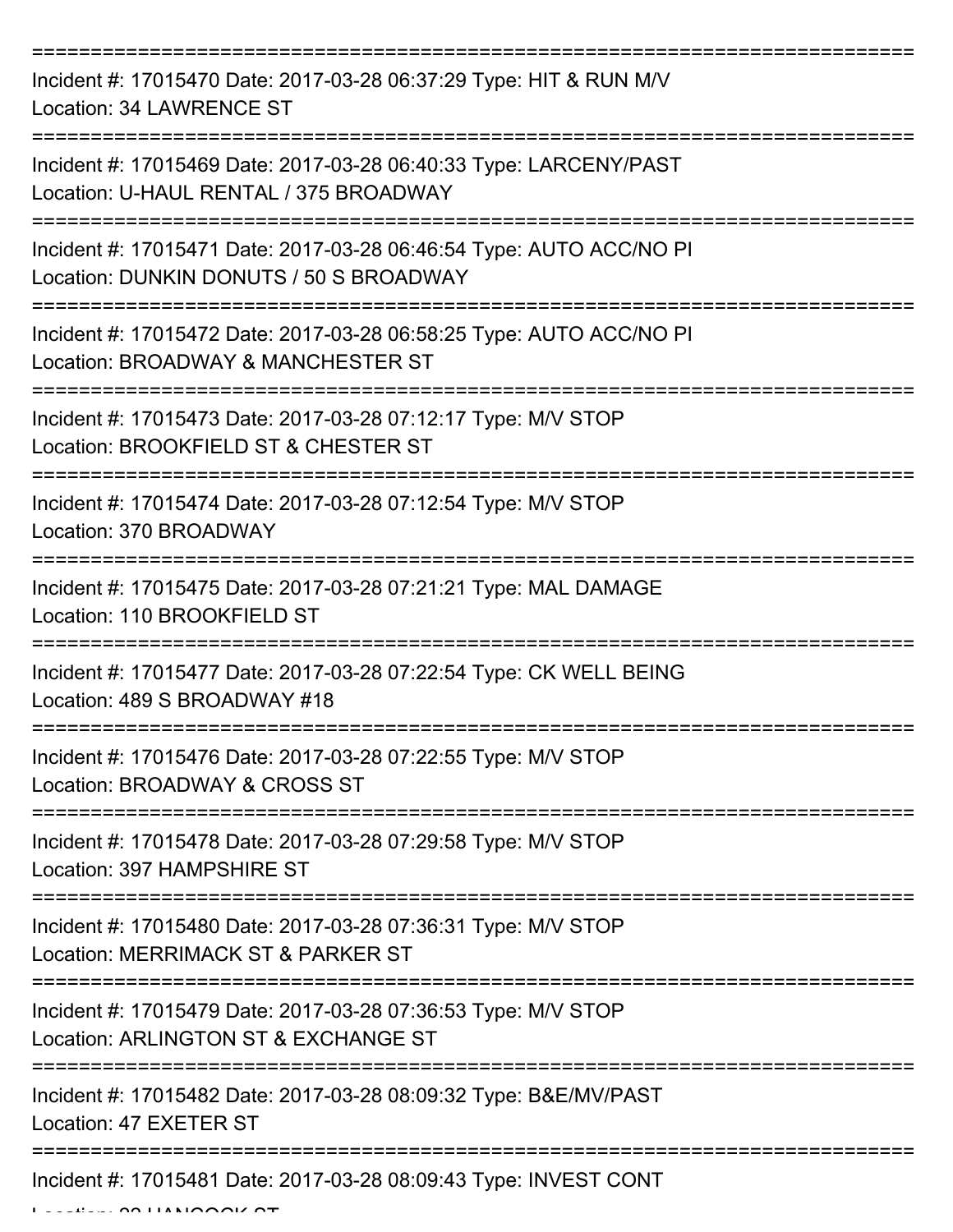===========================================================================

Incident #: 17015470 Date: 2017-03-28 06:37:29 Type: HIT & RUN M/V
Location: 34 LAWRENCE ST

===========================================================================

Incident #: 17015469 Date: 2017-03-28 06:40:33 Type: LARCENY/PAST
Location: U-HAUL RENTAL / 375 BROADWAY

===========================================================================

Incident #: 17015471 Date: 2017-03-28 06:46:54 Type: AUTO ACC/NO PI
Location: DUNKIN DONUTS / 50 S BROADWAY

===========================================================================

Incident #: 17015472 Date: 2017-03-28 06:58:25 Type: AUTO ACC/NO PI
Location: BROADWAY & MANCHESTER ST

===========================================================================

Incident #: 17015473 Date: 2017-03-28 07:12:17 Type: M/V STOP
Location: BROOKFIELD ST & CHESTER ST

===========================================================================

Incident #: 17015474 Date: 2017-03-28 07:12:54 Type: M/V STOP
Location: 370 BROADWAY

===========================================================================

Incident #: 17015475 Date: 2017-03-28 07:21:21 Type: MAL DAMAGE
Location: 110 BROOKFIELD ST

===========================================================================

Incident #: 17015477 Date: 2017-03-28 07:22:54 Type: CK WELL BEING
Location: 489 S BROADWAY #18

===========================================================================

Incident #: 17015476 Date: 2017-03-28 07:22:55 Type: M/V STOP
Location: BROADWAY & CROSS ST

===========================================================================

Incident #: 17015478 Date: 2017-03-28 07:29:58 Type: M/V STOP
Location: 397 HAMPSHIRE ST

===========================================================================

Incident #: 17015480 Date: 2017-03-28 07:36:31 Type: M/V STOP
Location: MERRIMACK ST & PARKER ST

===========================================================================

Incident #: 17015479 Date: 2017-03-28 07:36:53 Type: M/V STOP
Location: ARLINGTON ST & EXCHANGE ST

===========================================================================

Incident #: 17015482 Date: 2017-03-28 08:09:32 Type: B&E/MV/PAST
Location: 47 EXETER ST

===========================================================================

Incident #: 17015481 Date: 2017-03-28 08:09:43 Type: INVEST CONT
Location: 22 HANCOCK ST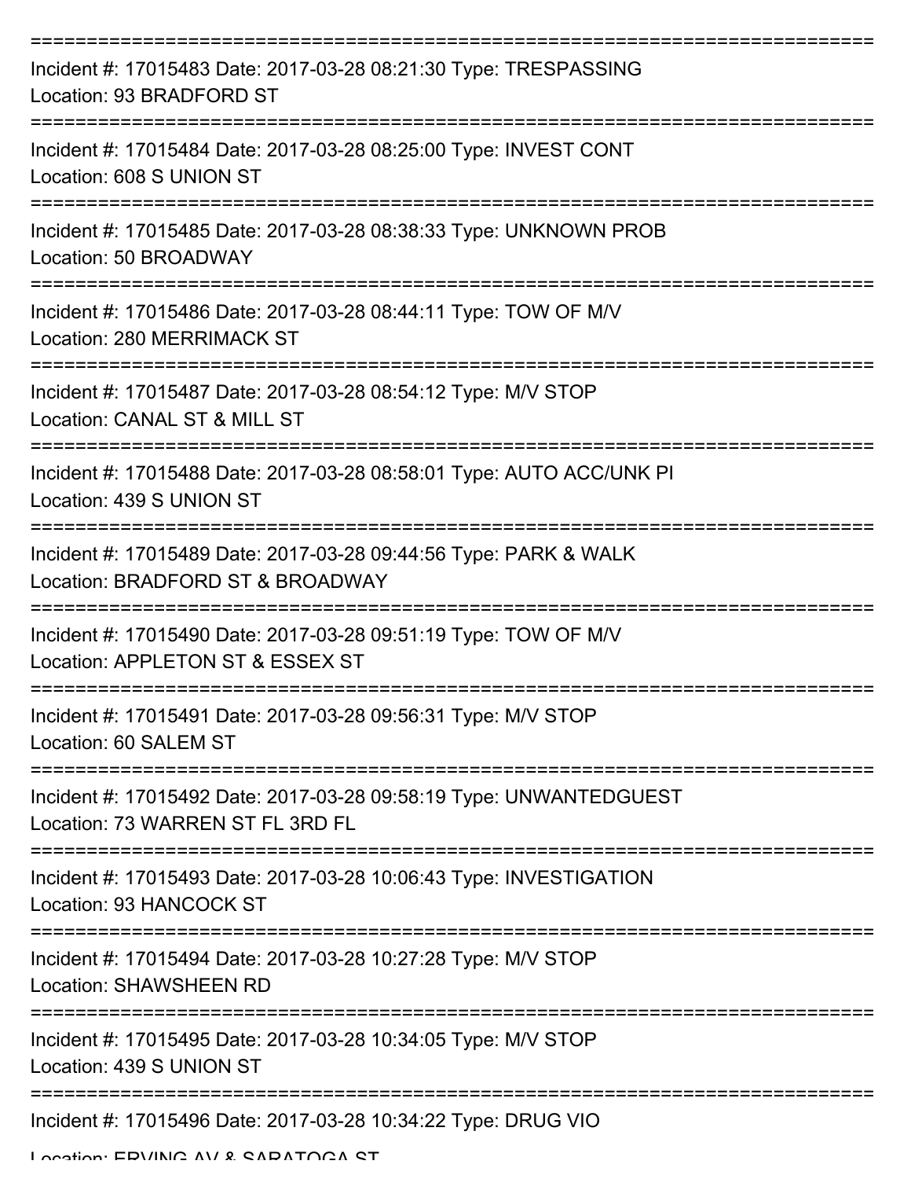Incident #: 17015483 Date: 2017-03-28 08:21:30 Type: TRESPASSING
Location: 93 BRADFORD ST

Incident #: 17015484 Date: 2017-03-28 08:25:00 Type: INVEST CONT
Location: 608 S UNION ST

Incident #: 17015485 Date: 2017-03-28 08:38:33 Type: UNKNOWN PROB
Location: 50 BROADWAY

Incident #: 17015486 Date: 2017-03-28 08:44:11 Type: TOW OF M/V
Location: 280 MERRIMACK ST

Incident #: 17015487 Date: 2017-03-28 08:54:12 Type: M/V STOP
Location: CANAL ST & MILL ST

Incident #: 17015488 Date: 2017-03-28 08:58:01 Type: AUTO ACC/UNK PI
Location: 439 S UNION ST

Incident #: 17015489 Date: 2017-03-28 09:44:56 Type: PARK & WALK
Location: BRADFORD ST & BROADWAY

Incident #: 17015490 Date: 2017-03-28 09:51:19 Type: TOW OF M/V
Location: APPLETON ST & ESSEX ST

Incident #: 17015491 Date: 2017-03-28 09:56:31 Type: M/V STOP
Location: 60 SALEM ST

Incident #: 17015492 Date: 2017-03-28 09:58:19 Type: UNWANTEDGUEST
Location: 73 WARREN ST FL 3RD FL

Incident #: 17015493 Date: 2017-03-28 10:06:43 Type: INVESTIGATION
Location: 93 HANCOCK ST

Incident #: 17015494 Date: 2017-03-28 10:27:28 Type: M/V STOP
Location: SHAWSHEEN RD

Incident #: 17015495 Date: 2017-03-28 10:34:05 Type: M/V STOP
Location: 439 S UNION ST

Incident #: 17015496 Date: 2017-03-28 10:34:22 Type: DRUG VIO
Location: ERVING AV & SARATOGA ST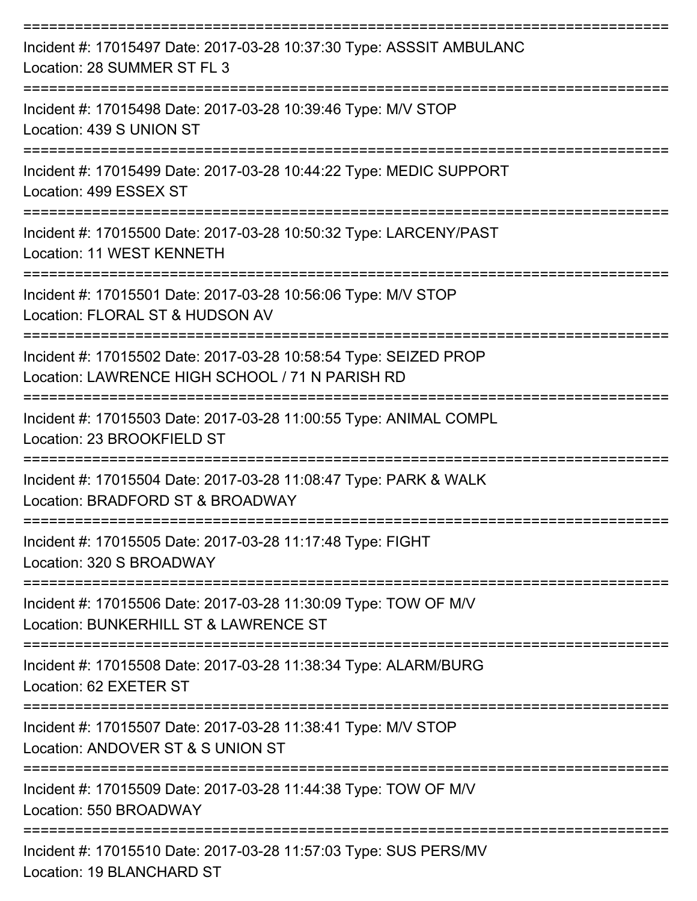===========================================================================

Incident #: 17015497 Date: 2017-03-28 10:37:30 Type: ASSSIT AMBULANC
Location: 28 SUMMER ST FL 3

===========================================================================

Incident #: 17015498 Date: 2017-03-28 10:39:46 Type: M/V STOP
Location: 439 S UNION ST

===========================================================================

Incident #: 17015499 Date: 2017-03-28 10:44:22 Type: MEDIC SUPPORT
Location: 499 ESSEX ST

===========================================================================

Incident #: 17015500 Date: 2017-03-28 10:50:32 Type: LARCENY/PAST
Location: 11 WEST KENNETH

===========================================================================

Incident #: 17015501 Date: 2017-03-28 10:56:06 Type: M/V STOP
Location: FLORAL ST & HUDSON AV

===========================================================================

Incident #: 17015502 Date: 2017-03-28 10:58:54 Type: SEIZED PROP
Location: LAWRENCE HIGH SCHOOL / 71 N PARISH RD

===========================================================================

Incident #: 17015503 Date: 2017-03-28 11:00:55 Type: ANIMAL COMPL
Location: 23 BROOKFIELD ST

===========================================================================

Incident #: 17015504 Date: 2017-03-28 11:08:47 Type: PARK & WALK
Location: BRADFORD ST & BROADWAY

===========================================================================

Incident #: 17015505 Date: 2017-03-28 11:17:48 Type: FIGHT
Location: 320 S BROADWAY

===========================================================================

Incident #: 17015506 Date: 2017-03-28 11:30:09 Type: TOW OF M/V
Location: BUNKERHILL ST & LAWRENCE ST

===========================================================================

Incident #: 17015508 Date: 2017-03-28 11:38:34 Type: ALARM/BURG
Location: 62 EXETER ST

===========================================================================

Incident #: 17015507 Date: 2017-03-28 11:38:41 Type: M/V STOP
Location: ANDOVER ST & S UNION ST

===========================================================================

Incident #: 17015509 Date: 2017-03-28 11:44:38 Type: TOW OF M/V
Location: 550 BROADWAY

===========================================================================

Incident #: 17015510 Date: 2017-03-28 11:57:03 Type: SUS PERS/MV
Location: 19 BLANCHARD ST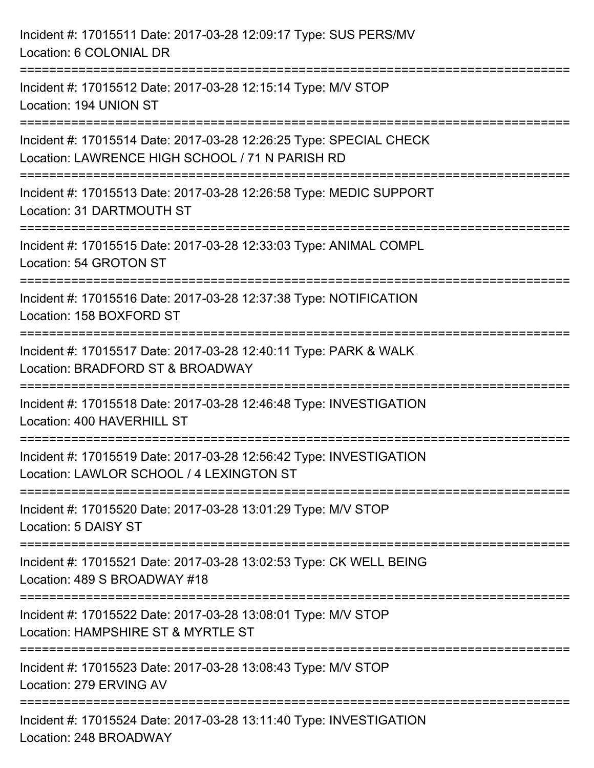Incident #: 17015511 Date: 2017-03-28 12:09:17 Type: SUS PERS/MV
Location: 6 COLONIAL DR

===========================================================================

Incident #: 17015512 Date: 2017-03-28 12:15:14 Type: M/V STOP
Location: 194 UNION ST

===========================================================================

Incident #: 17015514 Date: 2017-03-28 12:26:25 Type: SPECIAL CHECK
Location: LAWRENCE HIGH SCHOOL / 71 N PARISH RD

===========================================================================

Incident #: 17015513 Date: 2017-03-28 12:26:58 Type: MEDIC SUPPORT
Location: 31 DARTMOUTH ST

===========================================================================

Incident #: 17015515 Date: 2017-03-28 12:33:03 Type: ANIMAL COMPL
Location: 54 GROTON ST

===========================================================================

Incident #: 17015516 Date: 2017-03-28 12:37:38 Type: NOTIFICATION
Location: 158 BOXFORD ST

===========================================================================

Incident #: 17015517 Date: 2017-03-28 12:40:11 Type: PARK & WALK
Location: BRADFORD ST & BROADWAY

===========================================================================

Incident #: 17015518 Date: 2017-03-28 12:46:48 Type: INVESTIGATION
Location: 400 HAVERHILL ST

===========================================================================

Incident #: 17015519 Date: 2017-03-28 12:56:42 Type: INVESTIGATION
Location: LAWLOR SCHOOL / 4 LEXINGTON ST

===========================================================================

Incident #: 17015520 Date: 2017-03-28 13:01:29 Type: M/V STOP
Location: 5 DAISY ST

===========================================================================

Incident #: 17015521 Date: 2017-03-28 13:02:53 Type: CK WELL BEING
Location: 489 S BROADWAY #18

===========================================================================

Incident #: 17015522 Date: 2017-03-28 13:08:01 Type: M/V STOP
Location: HAMPSHIRE ST & MYRTLE ST

===========================================================================

Incident #: 17015523 Date: 2017-03-28 13:08:43 Type: M/V STOP
Location: 279 ERVING AV

===========================================================================

Incident #: 17015524 Date: 2017-03-28 13:11:40 Type: INVESTIGATION
Location: 248 BROADWAY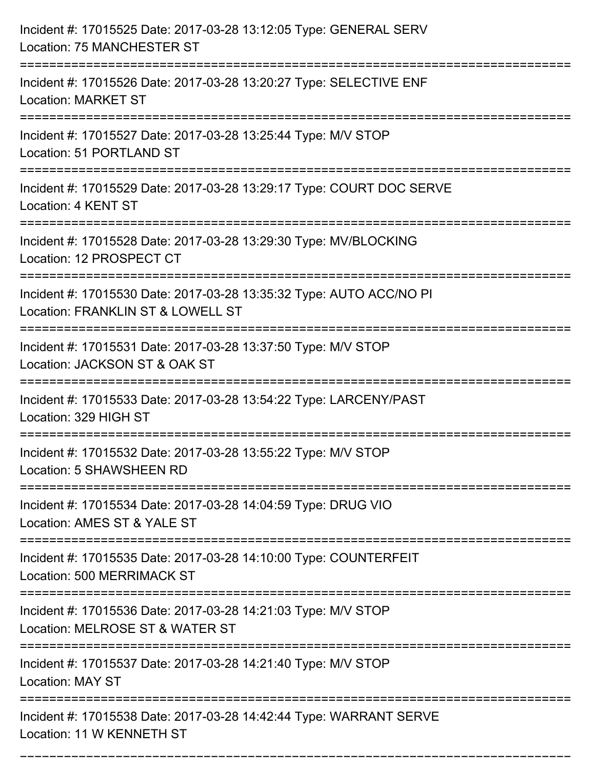Incident #: 17015525 Date: 2017-03-28 13:12:05 Type: GENERAL SERV
Location: 75 MANCHESTER ST

===========================================================================

Incident #: 17015526 Date: 2017-03-28 13:20:27 Type: SELECTIVE ENF
Location: MARKET ST

===========================================================================

Incident #: 17015527 Date: 2017-03-28 13:25:44 Type: M/V STOP
Location: 51 PORTLAND ST

===========================================================================

Incident #: 17015529 Date: 2017-03-28 13:29:17 Type: COURT DOC SERVE
Location: 4 KENT ST

===========================================================================

Incident #: 17015528 Date: 2017-03-28 13:29:30 Type: MV/BLOCKING
Location: 12 PROSPECT CT

===========================================================================

Incident #: 17015530 Date: 2017-03-28 13:35:32 Type: AUTO ACC/NO PI
Location: FRANKLIN ST & LOWELL ST

===========================================================================

Incident #: 17015531 Date: 2017-03-28 13:37:50 Type: M/V STOP
Location: JACKSON ST & OAK ST

===========================================================================

Incident #: 17015533 Date: 2017-03-28 13:54:22 Type: LARCENY/PAST
Location: 329 HIGH ST

===========================================================================

Incident #: 17015532 Date: 2017-03-28 13:55:22 Type: M/V STOP
Location: 5 SHAWSHEEN RD

===========================================================================

Incident #: 17015534 Date: 2017-03-28 14:04:59 Type: DRUG VIO
Location: AMES ST & YALE ST

===========================================================================

Incident #: 17015535 Date: 2017-03-28 14:10:00 Type: COUNTERFEIT
Location: 500 MERRIMACK ST

===========================================================================

Incident #: 17015536 Date: 2017-03-28 14:21:03 Type: M/V STOP
Location: MELROSE ST & WATER ST

===========================================================================

Incident #: 17015537 Date: 2017-03-28 14:21:40 Type: M/V STOP
Location: MAY ST

===========================================================================

Incident #: 17015538 Date: 2017-03-28 14:42:44 Type: WARRANT SERVE
Location: 11 W KENNETH ST

===========================================================================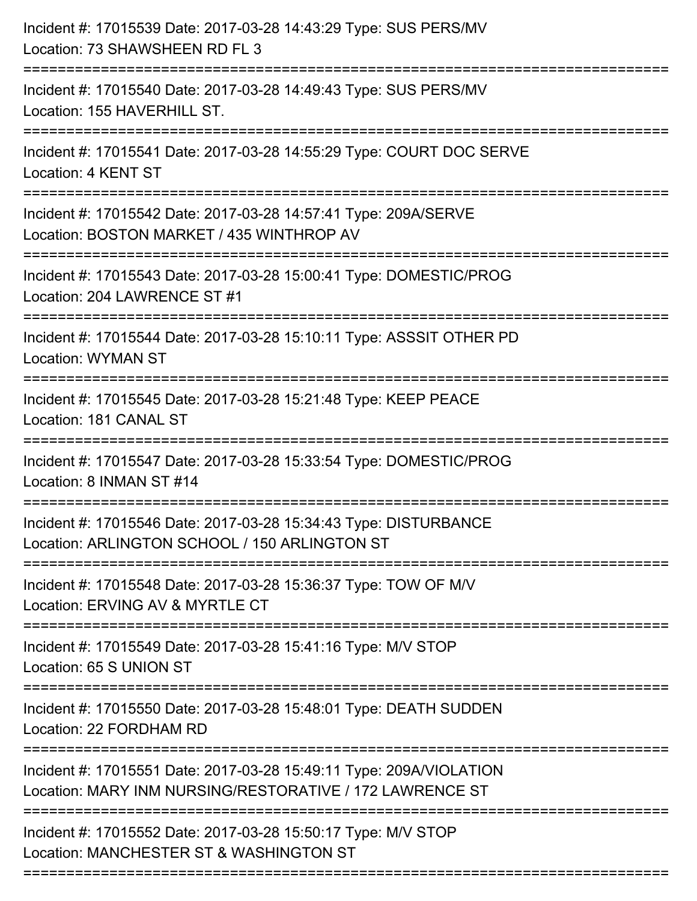Incident #: 17015539 Date: 2017-03-28 14:43:29 Type: SUS PERS/MV
Location: 73 SHAWSHEEN RD FL 3

===========================================================================

Incident #: 17015540 Date: 2017-03-28 14:49:43 Type: SUS PERS/MV
Location: 155 HAVERHILL ST.

===========================================================================

Incident #: 17015541 Date: 2017-03-28 14:55:29 Type: COURT DOC SERVE
Location: 4 KENT ST

===========================================================================

Incident #: 17015542 Date: 2017-03-28 14:57:41 Type: 209A/SERVE
Location: BOSTON MARKET / 435 WINTHROP AV

===========================================================================

Incident #: 17015543 Date: 2017-03-28 15:00:41 Type: DOMESTIC/PROG
Location: 204 LAWRENCE ST #1

===========================================================================

Incident #: 17015544 Date: 2017-03-28 15:10:11 Type: ASSSIT OTHER PD
Location: WYMAN ST

===========================================================================

Incident #: 17015545 Date: 2017-03-28 15:21:48 Type: KEEP PEACE
Location: 181 CANAL ST

===========================================================================

Incident #: 17015547 Date: 2017-03-28 15:33:54 Type: DOMESTIC/PROG
Location: 8 INMAN ST #14

===========================================================================

Incident #: 17015546 Date: 2017-03-28 15:34:43 Type: DISTURBANCE
Location: ARLINGTON SCHOOL / 150 ARLINGTON ST

===========================================================================

Incident #: 17015548 Date: 2017-03-28 15:36:37 Type: TOW OF M/V
Location: ERVING AV & MYRTLE CT

===========================================================================

Incident #: 17015549 Date: 2017-03-28 15:41:16 Type: M/V STOP
Location: 65 S UNION ST

===========================================================================

Incident #: 17015550 Date: 2017-03-28 15:48:01 Type: DEATH SUDDEN
Location: 22 FORDHAM RD

===========================================================================

Incident #: 17015551 Date: 2017-03-28 15:49:11 Type: 209A/VIOLATION
Location: MARY INM NURSING/RESTORATIVE / 172 LAWRENCE ST

===========================================================================

Incident #: 17015552 Date: 2017-03-28 15:50:17 Type: M/V STOP
Location: MANCHESTER ST & WASHINGTON ST

===========================================================================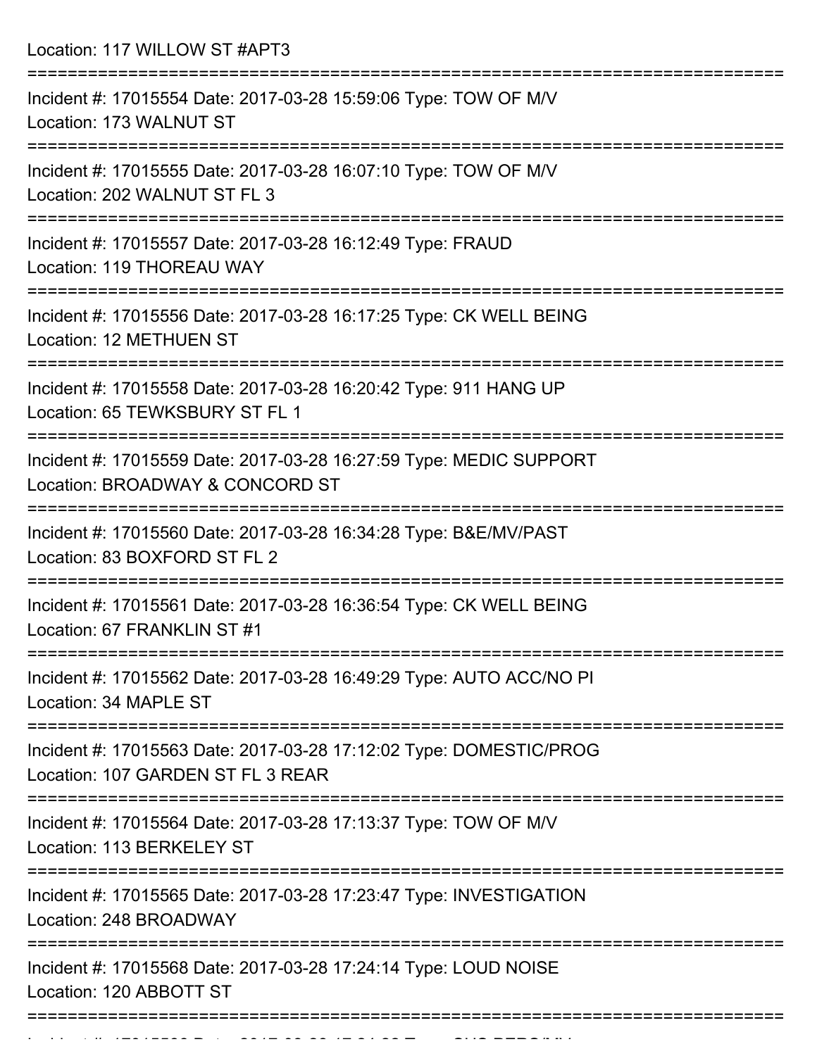Location: 117 WILLOW ST #APT3

===========================================================================

Incident #: 17015554 Date: 2017-03-28 15:59:06 Type: TOW OF M/V
Location: 173 WALNUT ST

===========================================================================

Incident #: 17015555 Date: 2017-03-28 16:07:10 Type: TOW OF M/V
Location: 202 WALNUT ST FL 3

===========================================================================

Incident #: 17015557 Date: 2017-03-28 16:12:49 Type: FRAUD
Location: 119 THOREAU WAY

===========================================================================

Incident #: 17015556 Date: 2017-03-28 16:17:25 Type: CK WELL BEING
Location: 12 METHUEN ST

===========================================================================

Incident #: 17015558 Date: 2017-03-28 16:20:42 Type: 911 HANG UP
Location: 65 TEWKSBURY ST FL 1

===========================================================================

Incident #: 17015559 Date: 2017-03-28 16:27:59 Type: MEDIC SUPPORT
Location: BROADWAY & CONCORD ST

===========================================================================

Incident #: 17015560 Date: 2017-03-28 16:34:28 Type: B&E/MV/PAST
Location: 83 BOXFORD ST FL 2

===========================================================================

Incident #: 17015561 Date: 2017-03-28 16:36:54 Type: CK WELL BEING
Location: 67 FRANKLIN ST #1

===========================================================================

Incident #: 17015562 Date: 2017-03-28 16:49:29 Type: AUTO ACC/NO PI
Location: 34 MAPLE ST

===========================================================================

Incident #: 17015563 Date: 2017-03-28 17:12:02 Type: DOMESTIC/PROG
Location: 107 GARDEN ST FL 3 REAR

===========================================================================

Incident #: 17015564 Date: 2017-03-28 17:13:37 Type: TOW OF M/V
Location: 113 BERKELEY ST

===========================================================================

Incident #: 17015565 Date: 2017-03-28 17:23:47 Type: INVESTIGATION
Location: 248 BROADWAY

===========================================================================

Incident #: 17015568 Date: 2017-03-28 17:24:14 Type: LOUD NOISE
Location: 120 ABBOTT ST

===========================================================================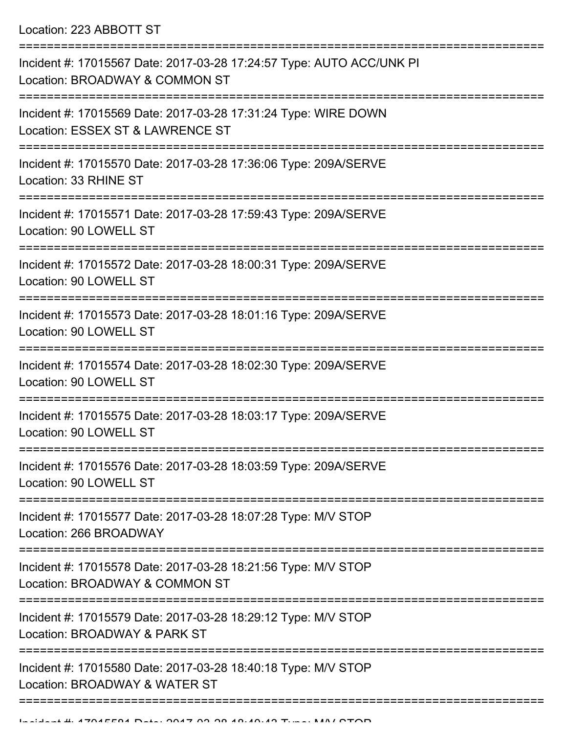Location: 223 ABBOTT ST

===========================================================================

Incident #: 17015567 Date: 2017-03-28 17:24:57 Type: AUTO ACC/UNK PI
Location: BROADWAY & COMMON ST

===========================================================================

Incident #: 17015569 Date: 2017-03-28 17:31:24 Type: WIRE DOWN
Location: ESSEX ST & LAWRENCE ST

===========================================================================

Incident #: 17015570 Date: 2017-03-28 17:36:06 Type: 209A/SERVE
Location: 33 RHINE ST

===========================================================================

Incident #: 17015571 Date: 2017-03-28 17:59:43 Type: 209A/SERVE
Location: 90 LOWELL ST

===========================================================================

Incident #: 17015572 Date: 2017-03-28 18:00:31 Type: 209A/SERVE
Location: 90 LOWELL ST

===========================================================================

Incident #: 17015573 Date: 2017-03-28 18:01:16 Type: 209A/SERVE
Location: 90 LOWELL ST

===========================================================================

Incident #: 17015574 Date: 2017-03-28 18:02:30 Type: 209A/SERVE
Location: 90 LOWELL ST

===========================================================================

Incident #: 17015575 Date: 2017-03-28 18:03:17 Type: 209A/SERVE
Location: 90 LOWELL ST

===========================================================================

Incident #: 17015576 Date: 2017-03-28 18:03:59 Type: 209A/SERVE
Location: 90 LOWELL ST

===========================================================================

Incident #: 17015577 Date: 2017-03-28 18:07:28 Type: M/V STOP
Location: 266 BROADWAY

===========================================================================

Incident #: 17015578 Date: 2017-03-28 18:21:56 Type: M/V STOP
Location: BROADWAY & COMMON ST

===========================================================================

Incident #: 17015579 Date: 2017-03-28 18:29:12 Type: M/V STOP
Location: BROADWAY & PARK ST

===========================================================================

Incident #: 17015580 Date: 2017-03-28 18:40:18 Type: M/V STOP
Location: BROADWAY & WATER ST

===========================================================================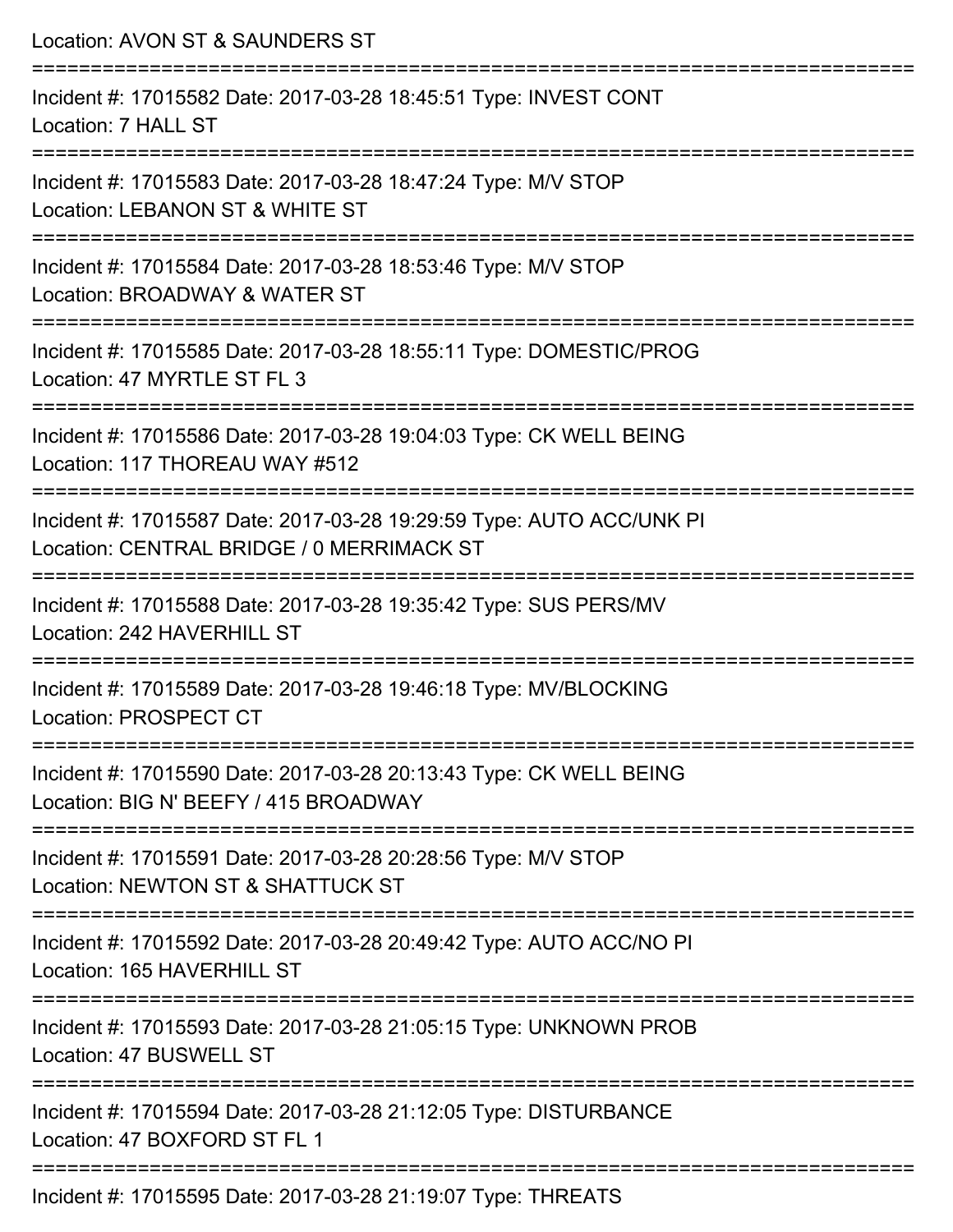Location: AVON ST & SAUNDERS ST

===========================================================================

Incident #: 17015582 Date: 2017-03-28 18:45:51 Type: INVEST CONT
Location: 7 HALL ST

===========================================================================

Incident #: 17015583 Date: 2017-03-28 18:47:24 Type: M/V STOP
Location: LEBANON ST & WHITE ST

===========================================================================

Incident #: 17015584 Date: 2017-03-28 18:53:46 Type: M/V STOP
Location: BROADWAY & WATER ST

===========================================================================

Incident #: 17015585 Date: 2017-03-28 18:55:11 Type: DOMESTIC/PROG
Location: 47 MYRTLE ST FL 3

===========================================================================

Incident #: 17015586 Date: 2017-03-28 19:04:03 Type: CK WELL BEING
Location: 117 THOREAU WAY #512

===========================================================================

Incident #: 17015587 Date: 2017-03-28 19:29:59 Type: AUTO ACC/UNK PI
Location: CENTRAL BRIDGE / 0 MERRIMACK ST

===========================================================================

Incident #: 17015588 Date: 2017-03-28 19:35:42 Type: SUS PERS/MV
Location: 242 HAVERHILL ST

===========================================================================

Incident #: 17015589 Date: 2017-03-28 19:46:18 Type: MV/BLOCKING
Location: PROSPECT CT

===========================================================================

Incident #: 17015590 Date: 2017-03-28 20:13:43 Type: CK WELL BEING
Location: BIG N' BEEFY / 415 BROADWAY

===========================================================================

Incident #: 17015591 Date: 2017-03-28 20:28:56 Type: M/V STOP
Location: NEWTON ST & SHATTUCK ST

===========================================================================

Incident #: 17015592 Date: 2017-03-28 20:49:42 Type: AUTO ACC/NO PI
Location: 165 HAVERHILL ST

===========================================================================

Incident #: 17015593 Date: 2017-03-28 21:05:15 Type: UNKNOWN PROB
Location: 47 BUSWELL ST

===========================================================================

Incident #: 17015594 Date: 2017-03-28 21:12:05 Type: DISTURBANCE
Location: 47 BOXFORD ST FL 1

===========================================================================

Incident #: 17015595 Date: 2017-03-28 21:19:07 Type: THREATS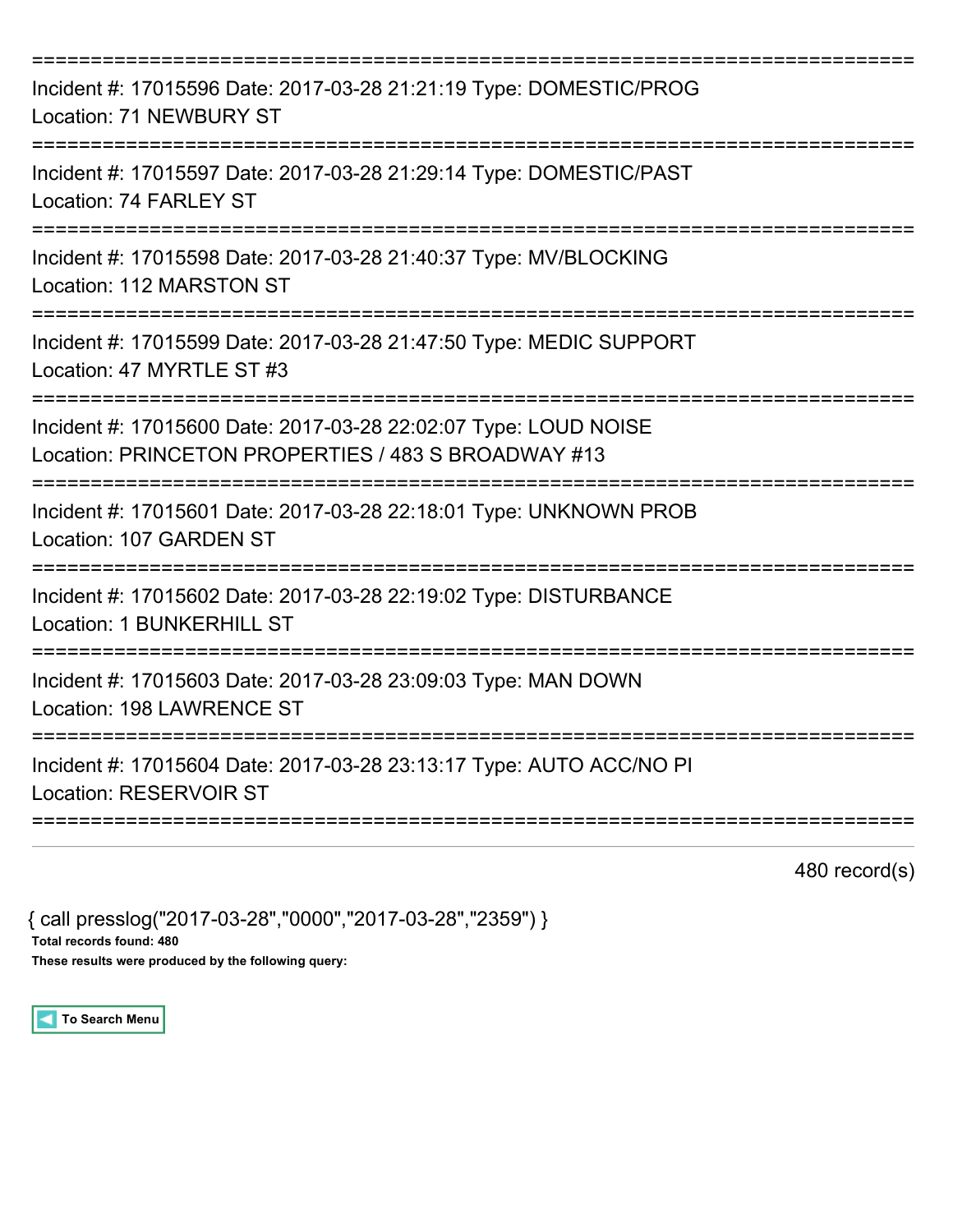===========================================================================

Incident #: 17015596 Date: 2017-03-28 21:21:19 Type: DOMESTIC/PROG

Location: 71 NEWBURY ST

===========================================================================

Incident #: 17015597 Date: 2017-03-28 21:29:14 Type: DOMESTIC/PAST

Location: 74 FARLEY ST

===========================================================================

Incident #: 17015598 Date: 2017-03-28 21:40:37 Type: MV/BLOCKING

Location: 112 MARSTON ST

===========================================================================

Incident #: 17015599 Date: 2017-03-28 21:47:50 Type: MEDIC SUPPORT

Location: 47 MYRTLE ST #3

===========================================================================

Incident #: 17015600 Date: 2017-03-28 22:02:07 Type: LOUD NOISE

Location: PRINCETON PROPERTIES / 483 S BROADWAY #13

===========================================================================

Incident #: 17015601 Date: 2017-03-28 22:18:01 Type: UNKNOWN PROB

Location: 107 GARDEN ST

===========================================================================

Incident #: 17015602 Date: 2017-03-28 22:19:02 Type: DISTURBANCE

Location: 1 BUNKERHILL ST

===========================================================================

Incident #: 17015603 Date: 2017-03-28 23:09:03 Type: MAN DOWN

Location: 198 LAWRENCE ST

===========================================================================

Incident #: 17015604 Date: 2017-03-28 23:13:17 Type: AUTO ACC/NO PI

Location: RESERVOIR ST

===========================================================================

480 record(s)

{ call presslog("2017-03-28","0000","2017-03-28","2359") }

**Total records found: 480**

**These results were produced by the following query:**

To Search Menu